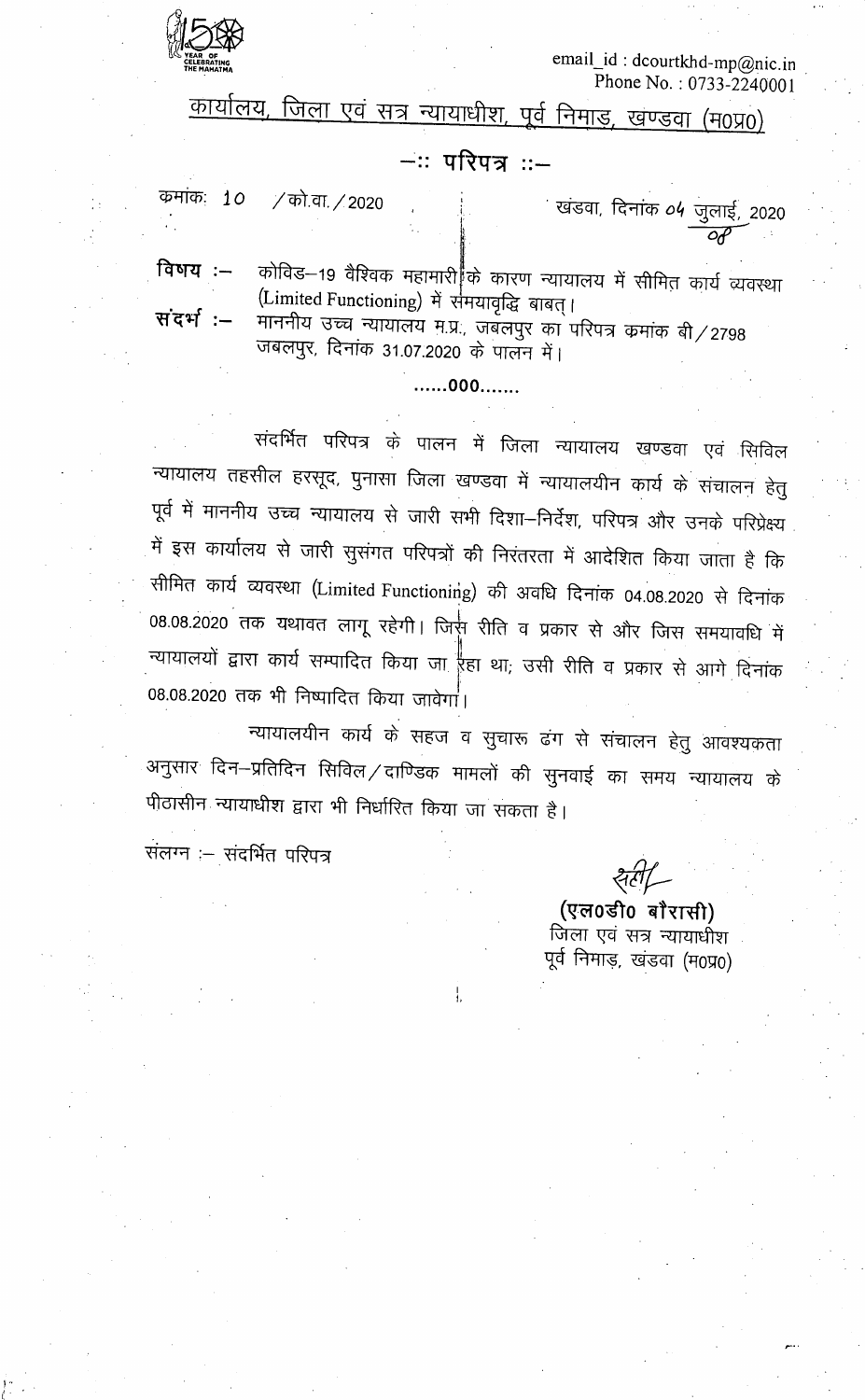email_id : dcourtkhd-mp@nic.in
Phone No. : 0733-2240001

## कार्यालय, जिला एवं सत्र न्यायाधीश, पूर्व निमाड़, खण्डवा (म0प्र0)

### –:: परिपत्र ::–

क्रमांक: 10 /को.वा./2020 खंडवा, दिनांक 04 जुलाई, 2020
08

**विषय :–** कोविड–19 वैश्विक महामारी के कारण न्यायालय में सीमित कार्य व्यवस्था (Limited Functioning) में समयावृद्धि बाबत्।

**संदर्भ :–** माननीय उच्च न्यायालय म.प्र., जबलपुर का परिपत्र क्रमांक बी/2798 जबलपुर, दिनांक 31.07.2020 के पालन में।

......000.......

संदर्भित परिपत्र के पालन में जिला न्यायालय खण्डवा एवं सिविल न्यायालय तहसील हरसूद, पुनासा जिला खण्डवा में न्यायालयीन कार्य के संचालन हेतु पूर्व में माननीय उच्च न्यायालय से जारी सभी दिशा–निर्देश, परिपत्र और उनके परिप्रेक्ष्य में इस कार्यालय से जारी सुसंगत परिपत्रों की निरंतरता में आदेशित किया जाता है कि सीमित कार्य व्यवस्था (Limited Functioning) की अवधि दिनांक 04.08.2020 से दिनांक 08.08.2020 तक यथावत लागू रहेगी। जिस रीति व प्रकार से और जिस समयावधि में न्यायालयों द्वारा कार्य सम्पादित किया जा रहा था; उसी रीति व प्रकार से आगे दिनांक 08.08.2020 तक भी निष्पादित किया जावेगा।

न्यायालयीन कार्य के सहज व सुचारू ढंग से संचालन हेतु आवश्यकता अनुसार दिन–प्रतिदिन सिविल/दाण्डिक मामलों की सुनवाई का समय न्यायालय के पीठासीन न्यायाधीश द्वारा भी निर्धारित किया जा सकता है।

संलग्न :– संदर्भित परिपत्र

सही/

**(एल0डी0 बौरासी)**
जिला एवं सत्र न्यायाधीश
पूर्व निमाड़, खंडवा (म0प्र0)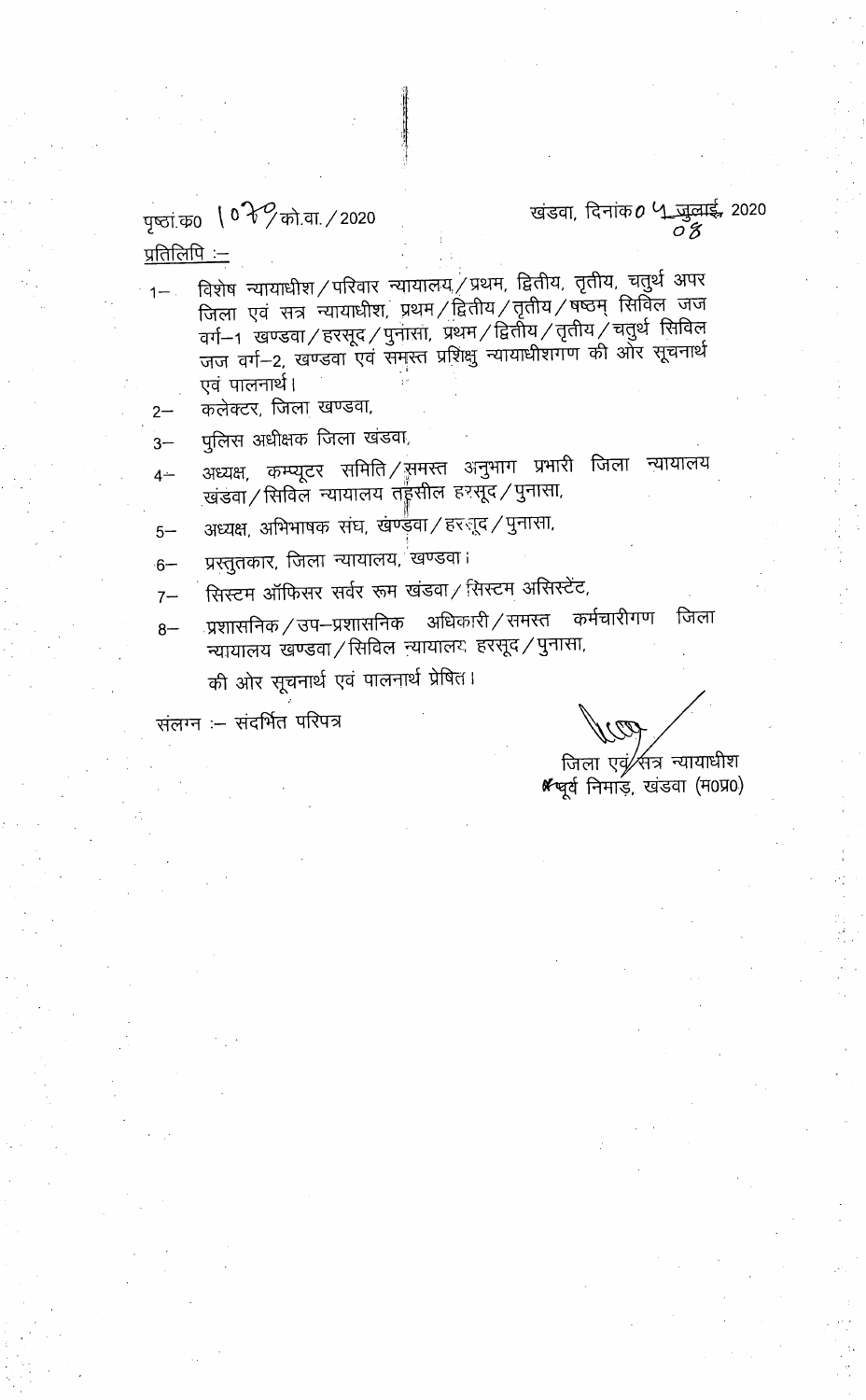पृष्ठां.क्र0 1079/को.वा./2020 खंडवा, दिनांक 08 जुलाई, 2020

प्रतिलिपि :-

1- विशेष न्यायाधीश/परिवार न्यायालय/प्रथम, द्वितीय, तृतीय, चतुर्थ अपर जिला एवं सत्र न्यायाधीश, प्रथम/द्वितीय/तृतीय/षष्ठम् सिविल जज वर्ग-1 खण्डवा/हरसूद/पुनासा, प्रथम/द्वितीय/तृतीय/चतुर्थ सिविल जज वर्ग-2, खण्डवा एवं समस्त प्रशिक्षु न्यायाधीशगण की ओर सूचनार्थ एवं पालनार्थ।

2- कलेक्टर, जिला खण्डवा,

3- पुलिस अधीक्षक जिला खंडवा,

4- अध्यक्ष, कम्प्यूटर समिति/समस्त अनुभाग प्रभारी जिला न्यायालय खंडवा/सिविल न्यायालय तहसील हरसूद/पुनासा,

5- अध्यक्ष, अभिभाषक संघ, खण्डवा/हरसूद/पुनासा,

6- प्रस्तुतकार, जिला न्यायालय, खण्डवा।

7- सिस्टम ऑफिसर सर्वर रूम खंडवा/सिस्टम असिस्टेंट,

8- प्रशासनिक/उप-प्रशासनिक अधिकारी/समस्त कर्मचारीगण जिला न्यायालय खण्डवा/सिविल न्यायालय हरसूद/पुनासा,

की ओर सूचनार्थ एवं पालनार्थ प्रेषित।

संलग्न :- संदर्भित परिपत्र

जिला एवं सत्र न्यायाधीश
पूर्व निमाड़, खंडवा (म0प्र0)